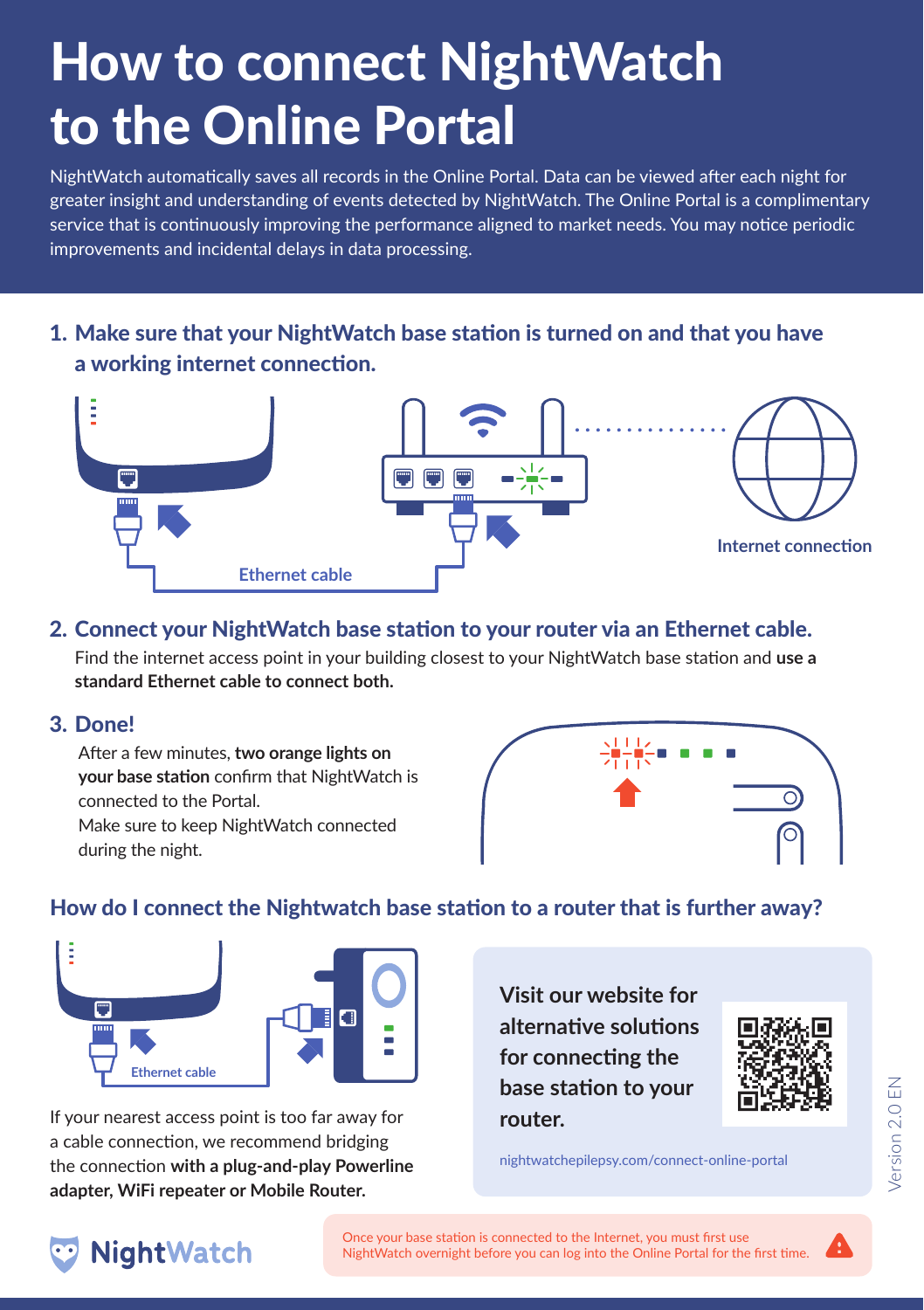# How to connect NightWatch to the Online Portal

NightWatch automatically saves all records in the Online Portal. Data can be viewed after each night for greater insight and understanding of events detected by NightWatch. The Online Portal is a complimentary service that is continuously improving the performance aligned to market needs. You may notice periodic improvements and incidental delays in data processing.

## 1. Make sure that your NightWatch base station is turned on and that you have a working internet connection.

Ethernet cable

Internet connection

## 2. Connect your NightWatch base station to your router via an Ethernet cable.

Find the internet access point in your building closest to your NightWatch base station and **use a standard Ethernet cable to connect both.**

## 3. Done!

After a few minutes, **two orange lights on your base station** confirm that NightWatch is connected to the Portal.

Make sure to keep NightWatch connected during the night.

## How do I connect the Nightwatch base station to a router that is further away?

Ethernet cable

If your nearest access point is too far away for a cable connection, we recommend bridging the connection **with a plug-and-play Powerline adapter, WiFi repeater or Mobile Router.**

**Visit our website for alternative solutions for connecting the base station to your router.**

nightwatchepilepsy.com/connect-online-portal

Version 2.0 EN

NightWatch

Once your base station is connected to the Internet, you must first use NightWatch overnight before you can log into the Online Portal for the first time.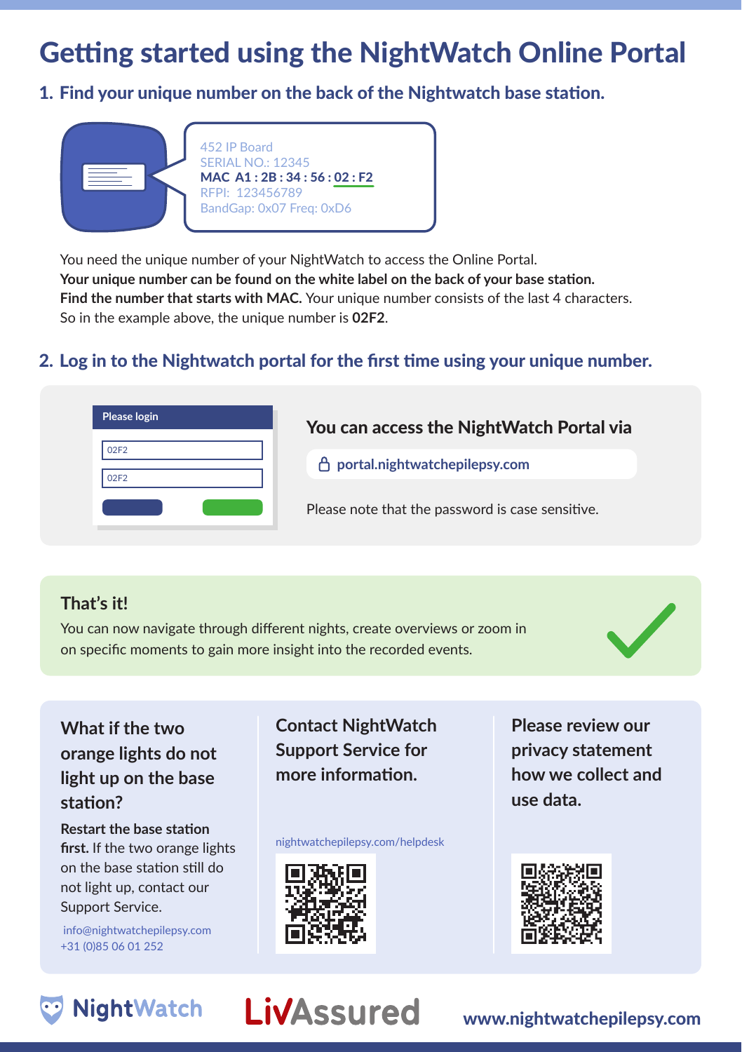# Getting started using the NightWatch Online Portal

## 1. Find your unique number on the back of the Nightwatch base station.

452 IP Board
SERIAL NO.: 12345
**MAC A1 : 2B : 34 : 56 : 02 : F2**
RFPI: 123456789
BandGap: 0x07 Freq: 0xD6

You need the unique number of your NightWatch to access the Online Portal.
**Your unique number can be found on the white label on the back of your base station.**
**Find the number that starts with MAC.** Your unique number consists of the last 4 characters.
So in the example above, the unique number is **02F2**.

## 2. Log in to the Nightwatch portal for the first time using your unique number.

Please login

02F2

02F2

### You can access the NightWatch Portal via

portal.nightwatchepilepsy.com

Please note that the password is case sensitive.

### That's it!

You can now navigate through different nights, create overviews or zoom in on specific moments to gain more insight into the recorded events.

### What if the two orange lights do not light up on the base station?

**Restart the base station first.** If the two orange lights on the base station still do not light up, contact our Support Service.

info@nightwatchepilepsy.com
+31 (0)85 06 01 252

### Contact NightWatch Support Service for more information.

nightwatchepilepsy.com/helpdesk

### Please review our privacy statement how we collect and use data.

NightWatch LivAssured www.nightwatchepilepsy.com